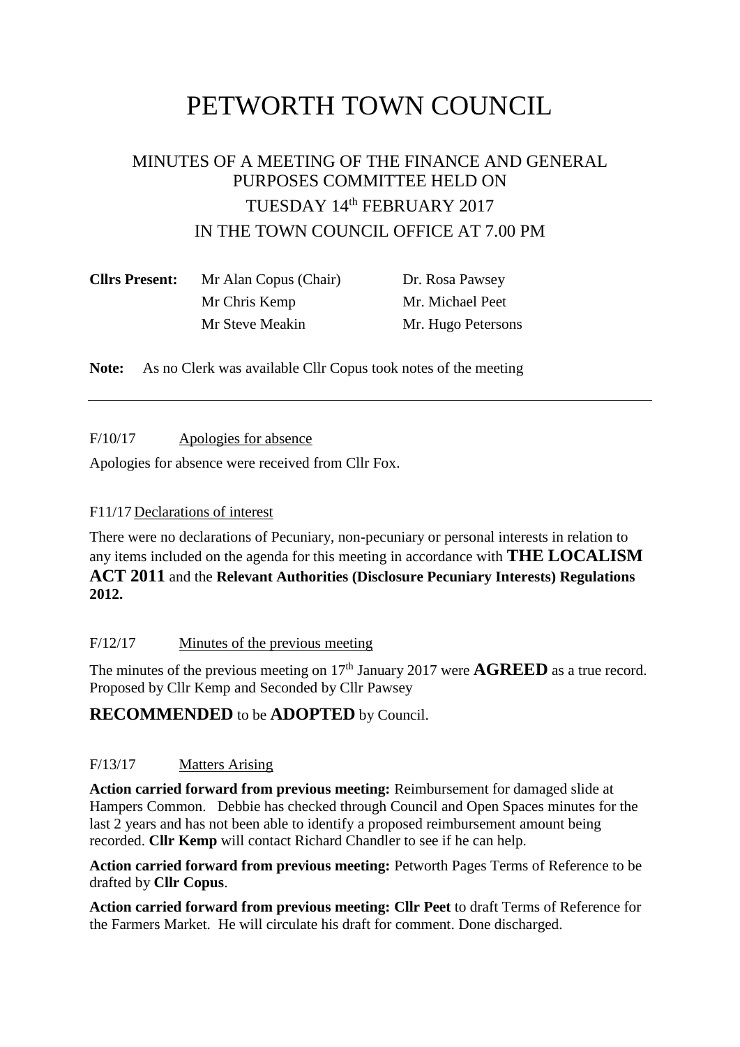# PETWORTH TOWN COUNCIL

## MINUTES OF A MEETING OF THE FINANCE AND GENERAL PURPOSES COMMITTEE HELD ON TUESDAY 14th FEBRUARY 2017 IN THE TOWN COUNCIL OFFICE AT 7.00 PM

| **Cllrs Present:** | Mr Alan Copus (Chair) | Dr. Rosa Pawsey |
|---|---|---|
| | Mr Chris Kemp | Mr. Michael Peet |
| | Mr Steve Meakin | Mr. Hugo Petersons |

**Note:** As no Clerk was available Cllr Copus took notes of the meeting

---

F/10/17 Apologies for absence

Apologies for absence were received from Cllr Fox.

F11/17 Declarations of interest

There were no declarations of Pecuniary, non-pecuniary or personal interests in relation to any items included on the agenda for this meeting in accordance with **THE LOCALISM ACT 2011** and the **Relevant Authorities (Disclosure Pecuniary Interests) Regulations 2012.**

F/12/17 Minutes of the previous meeting

The minutes of the previous meeting on 17th January 2017 were **AGREED** as a true record. Proposed by Cllr Kemp and Seconded by Cllr Pawsey

**RECOMMENDED** to be **ADOPTED** by Council.

F/13/17 Matters Arising

**Action carried forward from previous meeting:** Reimbursement for damaged slide at Hampers Common. Debbie has checked through Council and Open Spaces minutes for the last 2 years and has not been able to identify a proposed reimbursement amount being recorded. **Cllr Kemp** will contact Richard Chandler to see if he can help.

**Action carried forward from previous meeting:** Petworth Pages Terms of Reference to be drafted by **Cllr Copus**.

**Action carried forward from previous meeting: Cllr Peet** to draft Terms of Reference for the Farmers Market. He will circulate his draft for comment. Done discharged.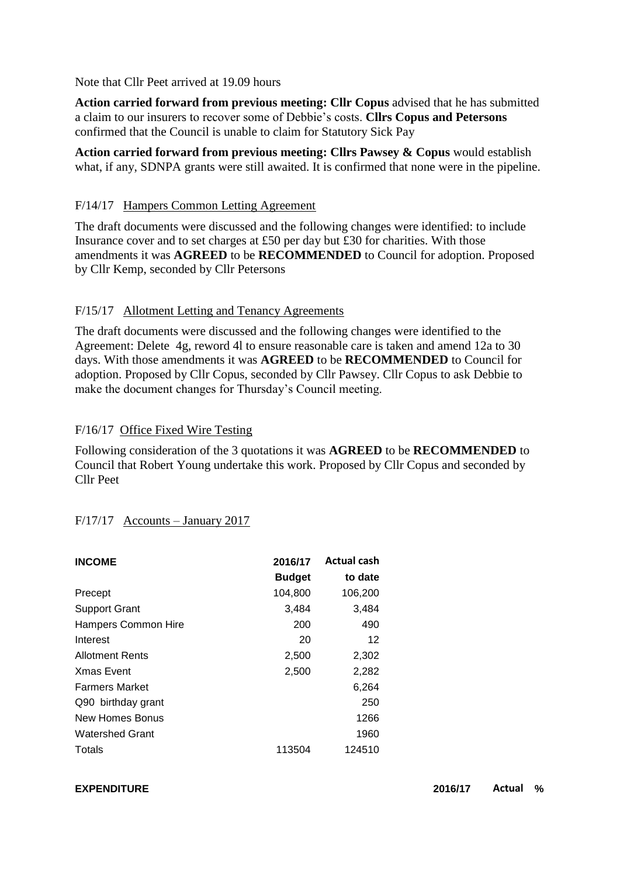Note that Cllr Peet arrived at 19.09 hours

**Action carried forward from previous meeting: Cllr Copus** advised that he has submitted a claim to our insurers to recover some of Debbie's costs. **Cllrs Copus and Petersons** confirmed that the Council is unable to claim for Statutory Sick Pay

**Action carried forward from previous meeting: Cllrs Pawsey & Copus** would establish what, if any, SDNPA grants were still awaited. It is confirmed that none were in the pipeline.

## F/14/17 Hampers Common Letting Agreement

The draft documents were discussed and the following changes were identified: to include Insurance cover and to set charges at £50 per day but £30 for charities. With those amendments it was **AGREED** to be **RECOMMENDED** to Council for adoption. Proposed by Cllr Kemp, seconded by Cllr Petersons

## F/15/17 Allotment Letting and Tenancy Agreements

The draft documents were discussed and the following changes were identified to the Agreement: Delete 4g, reword 4l to ensure reasonable care is taken and amend 12a to 30 days. With those amendments it was **AGREED** to be **RECOMMENDED** to Council for adoption. Proposed by Cllr Copus, seconded by Cllr Pawsey. Cllr Copus to ask Debbie to make the document changes for Thursday's Council meeting.

## F/16/17 Office Fixed Wire Testing

Following consideration of the 3 quotations it was **AGREED** to be **RECOMMENDED** to Council that Robert Young undertake this work. Proposed by Cllr Copus and seconded by Cllr Peet

## F/17/17 Accounts – January 2017

| **INCOME** | **2016/17 Budget** | **Actual cash to date** |
|---|---|---|
| Precept | 104,800 | 106,200 |
| Support Grant | 3,484 | 3,484 |
| Hampers Common Hire | 200 | 490 |
| Interest | 20 | 12 |
| Allotment Rents | 2,500 | 2,302 |
| Xmas Event | 2,500 | 2,282 |
| Farmers Market | | 6,264 |
| Q90 birthday grant | | 250 |
| New Homes Bonus | | 1266 |
| Watershed Grant | | 1960 |
| Totals | 113504 | 124510 |

| **EXPENDITURE** | **2016/17** | **Actual** | **%** |
|---|---|---|---|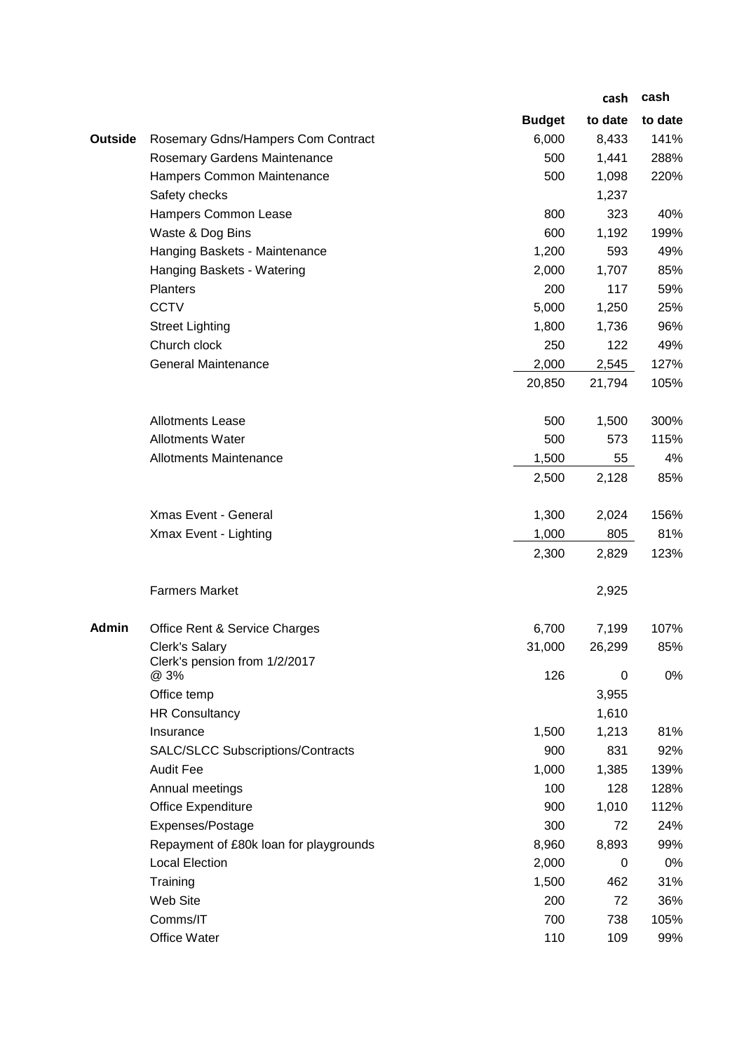| | | Budget | cash to date | cash to date |
|---|---|---|---|---|
| **Outside** | Rosemary Gdns/Hampers Com Contract | 6,000 | 8,433 | 141% |
| | Rosemary Gardens Maintenance | 500 | 1,441 | 288% |
| | Hampers Common Maintenance | 500 | 1,098 | 220% |
| | Safety checks | | 1,237 | |
| | Hampers Common Lease | 800 | 323 | 40% |
| | Waste & Dog Bins | 600 | 1,192 | 199% |
| | Hanging Baskets - Maintenance | 1,200 | 593 | 49% |
| | Hanging Baskets - Watering | 2,000 | 1,707 | 85% |
| | Planters | 200 | 117 | 59% |
| | CCTV | 5,000 | 1,250 | 25% |
| | Street Lighting | 1,800 | 1,736 | 96% |
| | Church clock | 250 | 122 | 49% |
| | General Maintenance | 2,000 | 2,545 | 127% |
| | | 20,850 | 21,794 | 105% |
| | Allotments Lease | 500 | 1,500 | 300% |
| | Allotments Water | 500 | 573 | 115% |
| | Allotments Maintenance | 1,500 | 55 | 4% |
| | | 2,500 | 2,128 | 85% |
| | Xmas Event - General | 1,300 | 2,024 | 156% |
| | Xmax Event - Lighting | 1,000 | 805 | 81% |
| | | 2,300 | 2,829 | 123% |
| | Farmers Market | | 2,925 | |
| **Admin** | Office Rent & Service Charges | 6,700 | 7,199 | 107% |
| | Clerk's Salary | 31,000 | 26,299 | 85% |
| | Clerk's pension from 1/2/2017 @ 3% | 126 | 0 | 0% |
| | Office temp | | 3,955 | |
| | HR Consultancy | | 1,610 | |
| | Insurance | 1,500 | 1,213 | 81% |
| | SALC/SLCC Subscriptions/Contracts | 900 | 831 | 92% |
| | Audit Fee | 1,000 | 1,385 | 139% |
| | Annual meetings | 100 | 128 | 128% |
| | Office Expenditure | 900 | 1,010 | 112% |
| | Expenses/Postage | 300 | 72 | 24% |
| | Repayment of £80k loan for playgrounds | 8,960 | 8,893 | 99% |
| | Local Election | 2,000 | 0 | 0% |
| | Training | 1,500 | 462 | 31% |
| | Web Site | 200 | 72 | 36% |
| | Comms/IT | 700 | 738 | 105% |
| | Office Water | 110 | 109 | 99% |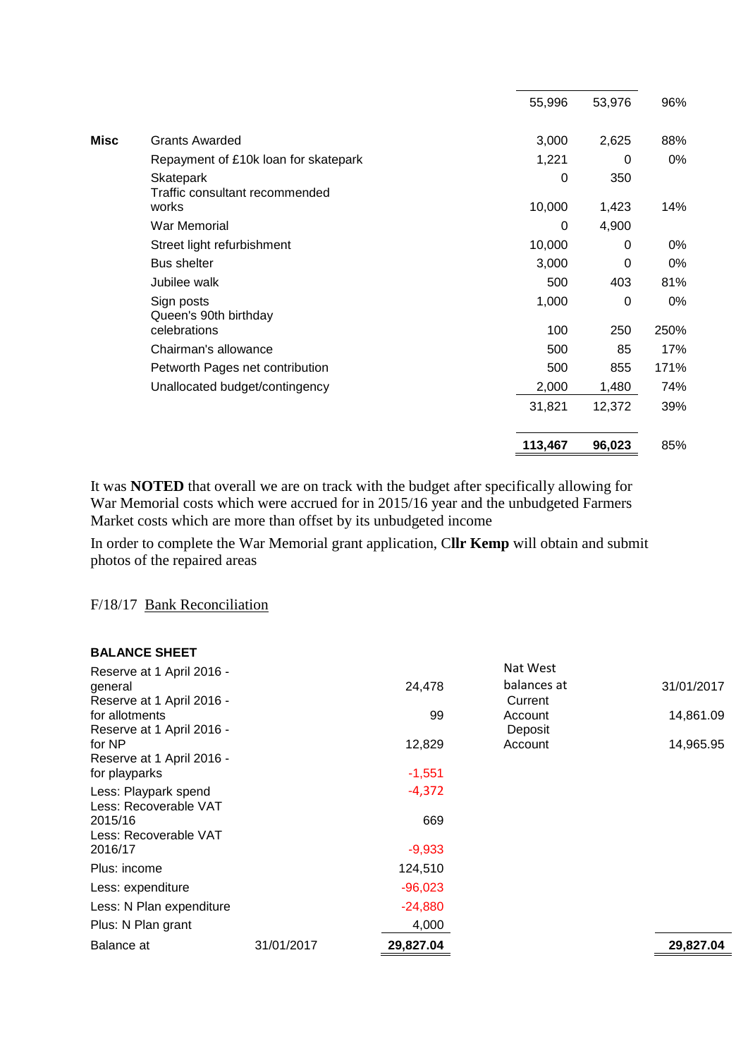| | | Budget | Actual | % |
|---|---|---|---|---|
| | | 55,996 | 53,976 | 96% |
| **Misc** | Grants Awarded | 3,000 | 2,625 | 88% |
| | Repayment of £10k loan for skatepark | 1,221 | 0 | 0% |
| | Skatepark | 0 | 350 | |
| | Traffic consultant recommended works | 10,000 | 1,423 | 14% |
| | War Memorial | 0 | 4,900 | |
| | Street light refurbishment | 10,000 | 0 | 0% |
| | Bus shelter | 3,000 | 0 | 0% |
| | Jubilee walk | 500 | 403 | 81% |
| | Sign posts | 1,000 | 0 | 0% |
| | Queen's 90th birthday celebrations | 100 | 250 | 250% |
| | Chairman's allowance | 500 | 85 | 17% |
| | Petworth Pages net contribution | 500 | 855 | 171% |
| | Unallocated budget/contingency | 2,000 | 1,480 | 74% |
| | | 31,821 | 12,372 | 39% |
| | | **113,467** | **96,023** | 85% |

It was **NOTED** that overall we are on track with the budget after specifically allowing for War Memorial costs which were accrued for in 2015/16 year and the unbudgeted Farmers Market costs which are more than offset by its unbudgeted income

In order to complete the War Memorial grant application, C**llr Kemp** will obtain and submit photos of the repaired areas

F/18/17 Bank Reconciliation

**BALANCE SHEET**

| | | | | |
|---|---|---|---|---|
| Reserve at 1 April 2016 - general | | 24,478 | Nat West balances at | 31/01/2017 |
| Reserve at 1 April 2016 - for allotments | | 99 | Current Account | 14,861.09 |
| Reserve at 1 April 2016 - for NP | | 12,829 | Deposit Account | 14,965.95 |
| Reserve at 1 April 2016 - for playparks | | -1,551 | | |
| Less: Playpark spend | | -4,372 | | |
| Less: Recoverable VAT 2015/16 | | 669 | | |
| Less: Recoverable VAT 2016/17 | | -9,933 | | |
| Plus: income | | 124,510 | | |
| Less: expenditure | | -96,023 | | |
| Less: N Plan expenditure | | -24,880 | | |
| Plus: N Plan grant | | 4,000 | | |
| Balance at | 31/01/2017 | **29,827.04** | | **29,827.04** |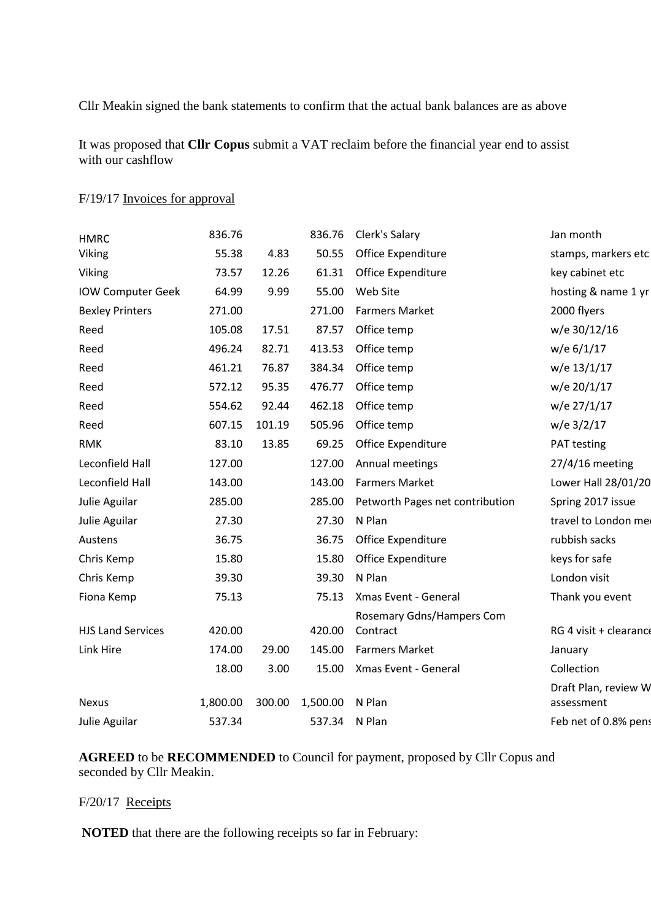Cllr Meakin signed the bank statements to confirm that the actual bank balances are as above

It was proposed that **Cllr Copus** submit a VAT reclaim before the financial year end to assist with our cashflow

F/19/17 Invoices for approval

| | | | | | |
|---|---|---|---|---|---|
| HMRC | 836.76 | | 836.76 | Clerk's Salary | Jan month |
| Viking | 55.38 | 4.83 | 50.55 | Office Expenditure | stamps, markers etc |
| Viking | 73.57 | 12.26 | 61.31 | Office Expenditure | key cabinet etc |
| IOW Computer Geek | 64.99 | 9.99 | 55.00 | Web Site | hosting & name 1 yr |
| Bexley Printers | 271.00 | | 271.00 | Farmers Market | 2000 flyers |
| Reed | 105.08 | 17.51 | 87.57 | Office temp | w/e 30/12/16 |
| Reed | 496.24 | 82.71 | 413.53 | Office temp | w/e 6/1/17 |
| Reed | 461.21 | 76.87 | 384.34 | Office temp | w/e 13/1/17 |
| Reed | 572.12 | 95.35 | 476.77 | Office temp | w/e 20/1/17 |
| Reed | 554.62 | 92.44 | 462.18 | Office temp | w/e 27/1/17 |
| Reed | 607.15 | 101.19 | 505.96 | Office temp | w/e 3/2/17 |
| RMK | 83.10 | 13.85 | 69.25 | Office Expenditure | PAT testing |
| Leconfield Hall | 127.00 | | 127.00 | Annual meetings | 27/4/16 meeting |
| Leconfield Hall | 143.00 | | 143.00 | Farmers Market | Lower Hall 28/01/20 |
| Julie Aguilar | 285.00 | | 285.00 | Petworth Pages net contribution | Spring 2017 issue |
| Julie Aguilar | 27.30 | | 27.30 | N Plan | travel to London me |
| Austens | 36.75 | | 36.75 | Office Expenditure | rubbish sacks |
| Chris Kemp | 15.80 | | 15.80 | Office Expenditure | keys for safe |
| Chris Kemp | 39.30 | | 39.30 | N Plan | London visit |
| Fiona Kemp | 75.13 | | 75.13 | Xmas Event - General | Thank you event |
| HJS Land Services | 420.00 | | 420.00 | Rosemary Gdns/Hampers Com Contract | RG 4 visit + clearance |
| Link Hire | 174.00 | 29.00 | 145.00 | Farmers Market | January |
| | 18.00 | 3.00 | 15.00 | Xmas Event - General | Collection |
| Nexus | 1,800.00 | 300.00 | 1,500.00 | N Plan | Draft Plan, review W assessment |
| Julie Aguilar | 537.34 | | 537.34 | N Plan | Feb net of 0.8% pens |

**AGREED** to be **RECOMMENDED** to Council for payment, proposed by Cllr Copus and seconded by Cllr Meakin.

F/20/17 Receipts

**NOTED** that there are the following receipts so far in February: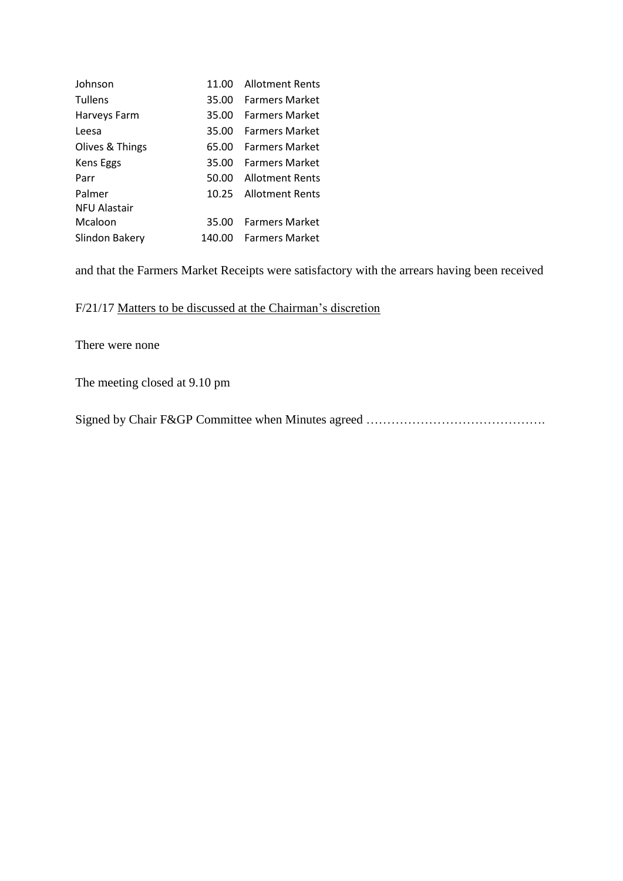| | | |
|---|---|---|
| Johnson | 11.00 | Allotment Rents |
| Tullens | 35.00 | Farmers Market |
| Harveys Farm | 35.00 | Farmers Market |
| Leesa | 35.00 | Farmers Market |
| Olives & Things | 65.00 | Farmers Market |
| Kens Eggs | 35.00 | Farmers Market |
| Parr | 50.00 | Allotment Rents |
| Palmer | 10.25 | Allotment Rents |
| NFU Alastair Mcaloon | 35.00 | Farmers Market |
| Slindon Bakery | 140.00 | Farmers Market |

and that the Farmers Market Receipts were satisfactory with the arrears having been received

F/21/17 Matters to be discussed at the Chairman's discretion

There were none

The meeting closed at 9.10 pm

Signed by Chair F&GP Committee when Minutes agreed …………………………………….